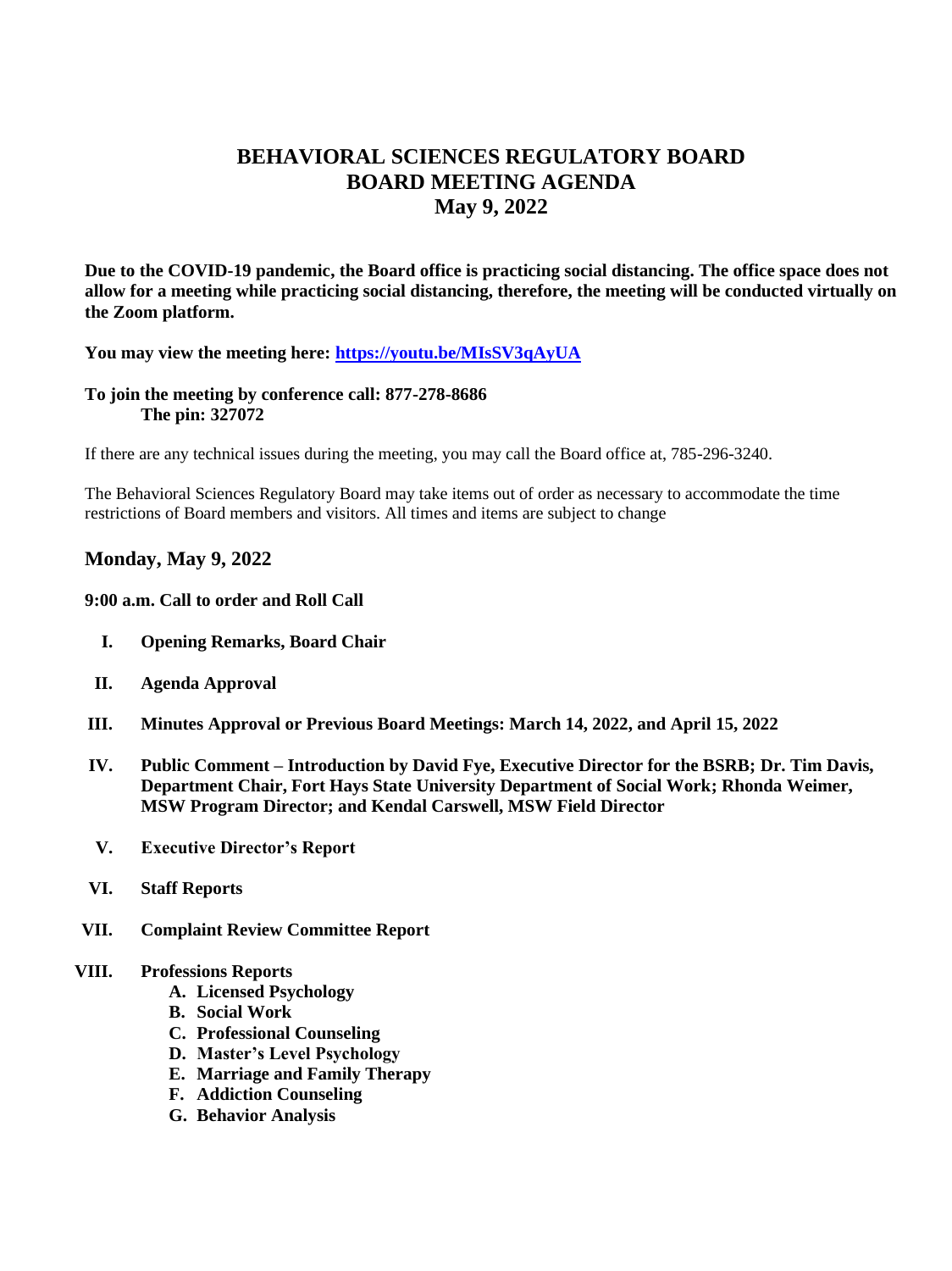# BEHAVIORAL SCIENCES REGULATORY BOARD
# BOARD MEETING AGENDA
# May 9, 2022

**Due to the COVID-19 pandemic, the Board office is practicing social distancing. The office space does not allow for a meeting while practicing social distancing, therefore, the meeting will be conducted virtually on the Zoom platform.**

**You may view the meeting here: [https://youtu.be/MIsSV3qAyUA](https://youtu.be/MIsSV3qAyUA)**

**To join the meeting by conference call: 877-278-8686**
**The pin: 327072**

If there are any technical issues during the meeting, you may call the Board office at, 785-296-3240.

The Behavioral Sciences Regulatory Board may take items out of order as necessary to accommodate the time restrictions of Board members and visitors. All times and items are subject to change

## Monday, May 9, 2022

**9:00 a.m. Call to order and Roll Call**

- **I. Opening Remarks, Board Chair**
- **II. Agenda Approval**
- **III. Minutes Approval or Previous Board Meetings: March 14, 2022, and April 15, 2022**
- **IV. Public Comment – Introduction by David Fye, Executive Director for the BSRB; Dr. Tim Davis, Department Chair, Fort Hays State University Department of Social Work; Rhonda Weimer, MSW Program Director; and Kendal Carswell, MSW Field Director**
- **V. Executive Director's Report**
- **VI. Staff Reports**
- **VII. Complaint Review Committee Report**
- **VIII. Professions Reports**
  - **A. Licensed Psychology**
  - **B. Social Work**
  - **C. Professional Counseling**
  - **D. Master's Level Psychology**
  - **E. Marriage and Family Therapy**
  - **F. Addiction Counseling**
  - **G. Behavior Analysis**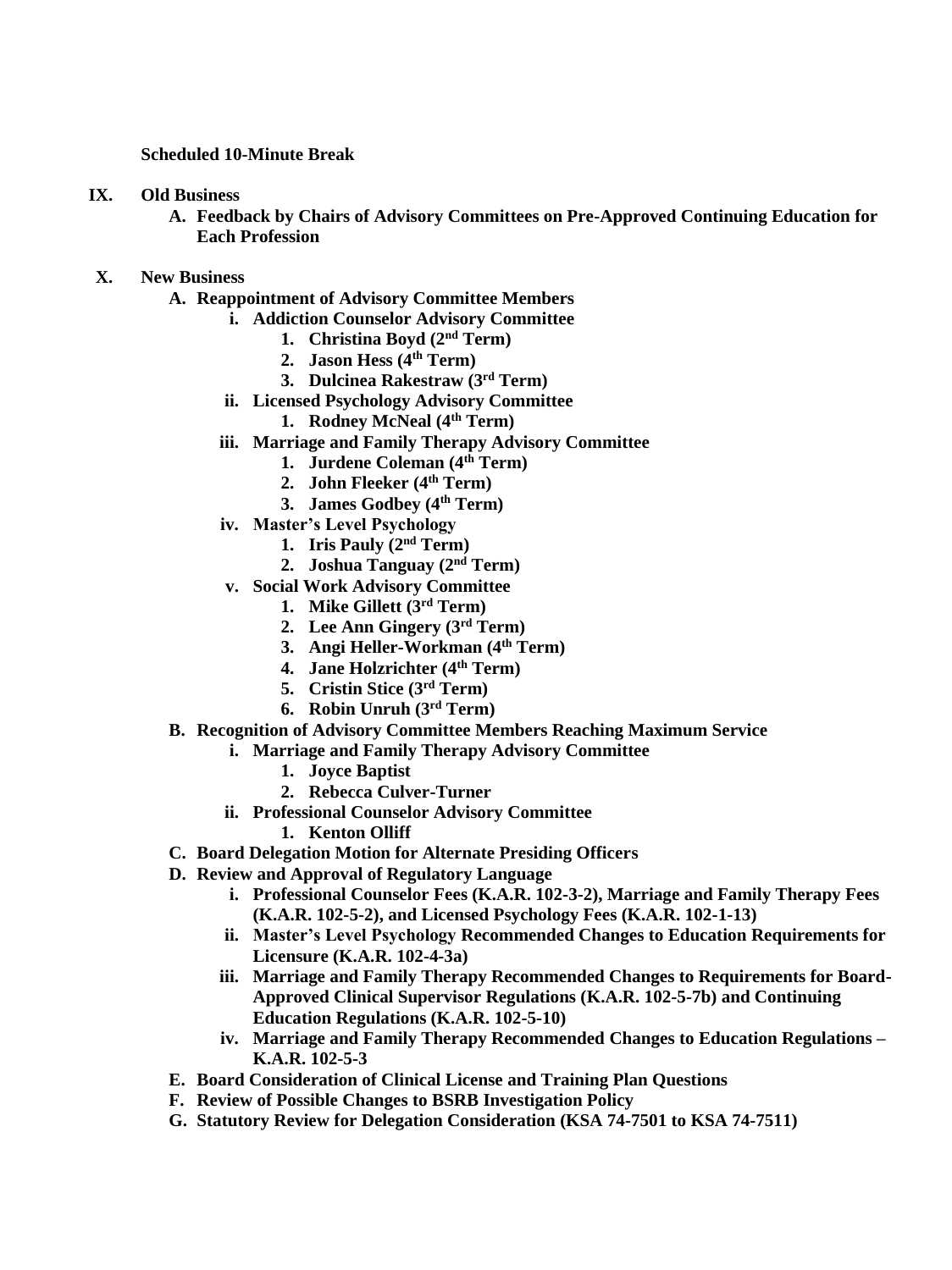**Scheduled 10-Minute Break**

**IX. Old Business**

- **A. Feedback by Chairs of Advisory Committees on Pre-Approved Continuing Education for Each Profession**

**X. New Business**

- **A. Reappointment of Advisory Committee Members**
  - **i. Addiction Counselor Advisory Committee**
    1. **Christina Boyd (2nd Term)**
    2. **Jason Hess (4th Term)**
    3. **Dulcinea Rakestraw (3rd Term)**
  - **ii. Licensed Psychology Advisory Committee**
    1. **Rodney McNeal (4th Term)**
  - **iii. Marriage and Family Therapy Advisory Committee**
    1. **Jurdene Coleman (4th Term)**
    2. **John Fleeker (4th Term)**
    3. **James Godbey (4th Term)**
  - **iv. Master's Level Psychology**
    1. **Iris Pauly (2nd Term)**
    2. **Joshua Tanguay (2nd Term)**
  - **v. Social Work Advisory Committee**
    1. **Mike Gillett (3rd Term)**
    2. **Lee Ann Gingery (3rd Term)**
    3. **Angi Heller-Workman (4th Term)**
    4. **Jane Holzrichter (4th Term)**
    5. **Cristin Stice (3rd Term)**
    6. **Robin Unruh (3rd Term)**
- **B. Recognition of Advisory Committee Members Reaching Maximum Service**
  - **i. Marriage and Family Therapy Advisory Committee**
    1. **Joyce Baptist**
    2. **Rebecca Culver-Turner**
  - **ii. Professional Counselor Advisory Committee**
    1. **Kenton Olliff**
- **C. Board Delegation Motion for Alternate Presiding Officers**
- **D. Review and Approval of Regulatory Language**
  - **i. Professional Counselor Fees (K.A.R. 102-3-2), Marriage and Family Therapy Fees (K.A.R. 102-5-2), and Licensed Psychology Fees (K.A.R. 102-1-13)**
  - **ii. Master's Level Psychology Recommended Changes to Education Requirements for Licensure (K.A.R. 102-4-3a)**
  - **iii. Marriage and Family Therapy Recommended Changes to Requirements for Board-Approved Clinical Supervisor Regulations (K.A.R. 102-5-7b) and Continuing Education Regulations (K.A.R. 102-5-10)**
  - **iv. Marriage and Family Therapy Recommended Changes to Education Regulations – K.A.R. 102-5-3**
- **E. Board Consideration of Clinical License and Training Plan Questions**
- **F. Review of Possible Changes to BSRB Investigation Policy**
- **G. Statutory Review for Delegation Consideration (KSA 74-7501 to KSA 74-7511)**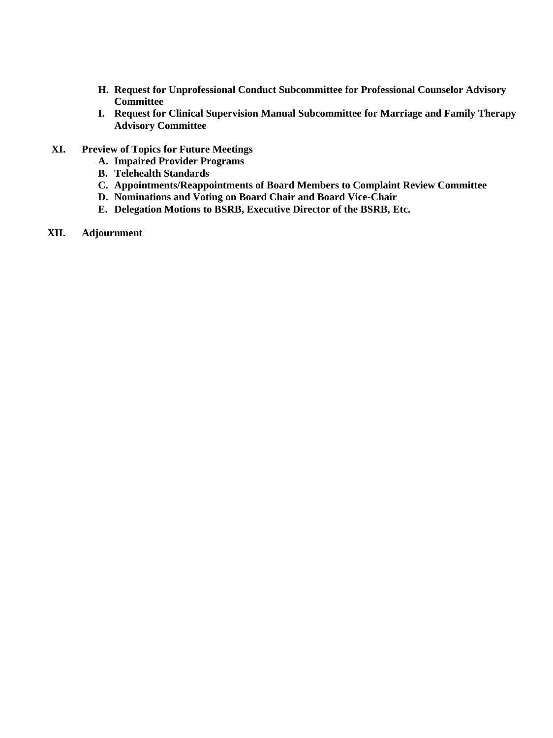H. **Request for Unprofessional Conduct Subcommittee for Professional Counselor Advisory Committee**
I. **Request for Clinical Supervision Manual Subcommittee for Marriage and Family Therapy Advisory Committee**

**XI. Preview of Topics for Future Meetings**

A. **Impaired Provider Programs**
B. **Telehealth Standards**
C. **Appointments/Reappointments of Board Members to Complaint Review Committee**
D. **Nominations and Voting on Board Chair and Board Vice-Chair**
E. **Delegation Motions to BSRB, Executive Director of the BSRB, Etc.**

**XII. Adjournment**